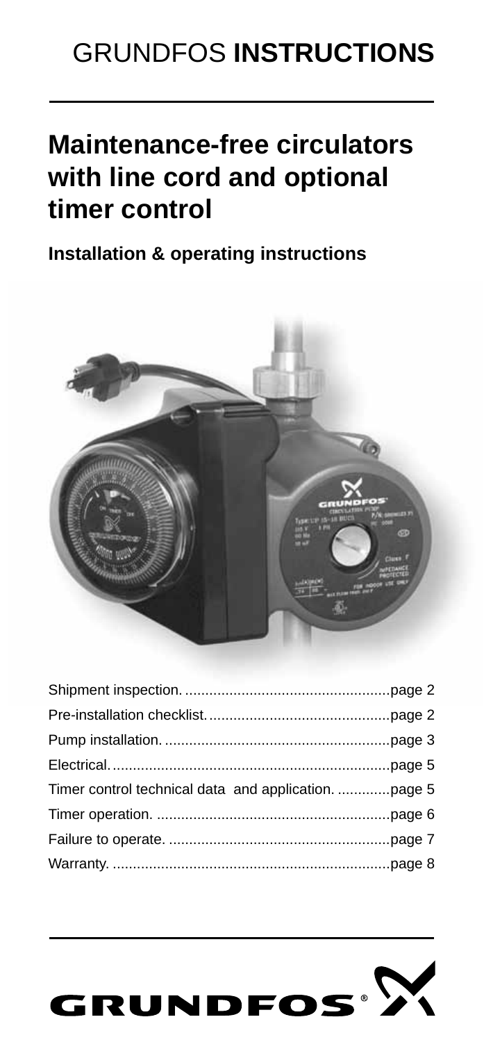# GRUNDFOS **INSTRUCTIONS**

## Maintenance-free circulators with line cord and optional timer control

**Installation & operating instructions**

| | |
|---|---|
| Shipment inspection. | page 2 |
| Pre-installation checklist. | page 2 |
| Pump installation. | page 3 |
| Electrical. | page 5 |
| Timer control technical data and application. | page 5 |
| Timer operation. | page 6 |
| Failure to operate. | page 7 |
| Warranty. | page 8 |

GRUNDFOS®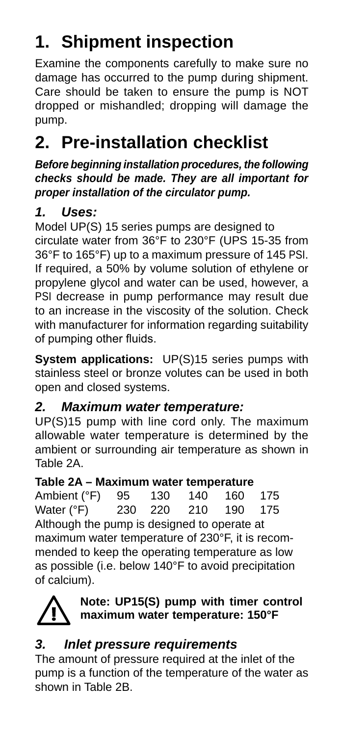# 1. Shipment inspection

Examine the components carefully to make sure no damage has occurred to the pump during shipment. Care should be taken to ensure the pump is NOT dropped or mishandled; dropping will damage the pump.

# 2. Pre-installation checklist

***Before beginning installation procedures, the following checks should be made. They are all important for proper installation of the circulator pump.***

### *1. Uses:*

Model UP(S) 15 series pumps are designed to circulate water from 36°F to 230°F (UPS 15-35 from 36°F to 165°F) up to a maximum pressure of 145 PSI. If required, a 50% by volume solution of ethylene or propylene glycol and water can be used, however, a PSI decrease in pump performance may result due to an increase in the viscosity of the solution. Check with manufacturer for information regarding suitability of pumping other fluids.

**System applications:** UP(S)15 series pumps with stainless steel or bronze volutes can be used in both open and closed systems.

### *2. Maximum water temperature:*

UP(S)15 pump with line cord only. The maximum allowable water temperature is determined by the ambient or surrounding air temperature as shown in Table 2A.

**Table 2A – Maximum water temperature**

| Ambient (°F) | 95 | 130 | 140 | 160 | 175 |
|---|---|---|---|---|---|
| Water (°F) | 230 | 220 | 210 | 190 | 175 |

Although the pump is designed to operate at maximum water temperature of 230°F, it is recommended to keep the operating temperature as low as possible (i.e. below 140°F to avoid precipitation of calcium).

**Note: UP15(S) pump with timer control maximum water temperature: 150°F**

### *3. Inlet pressure requirements*

The amount of pressure required at the inlet of the pump is a function of the temperature of the water as shown in Table 2B.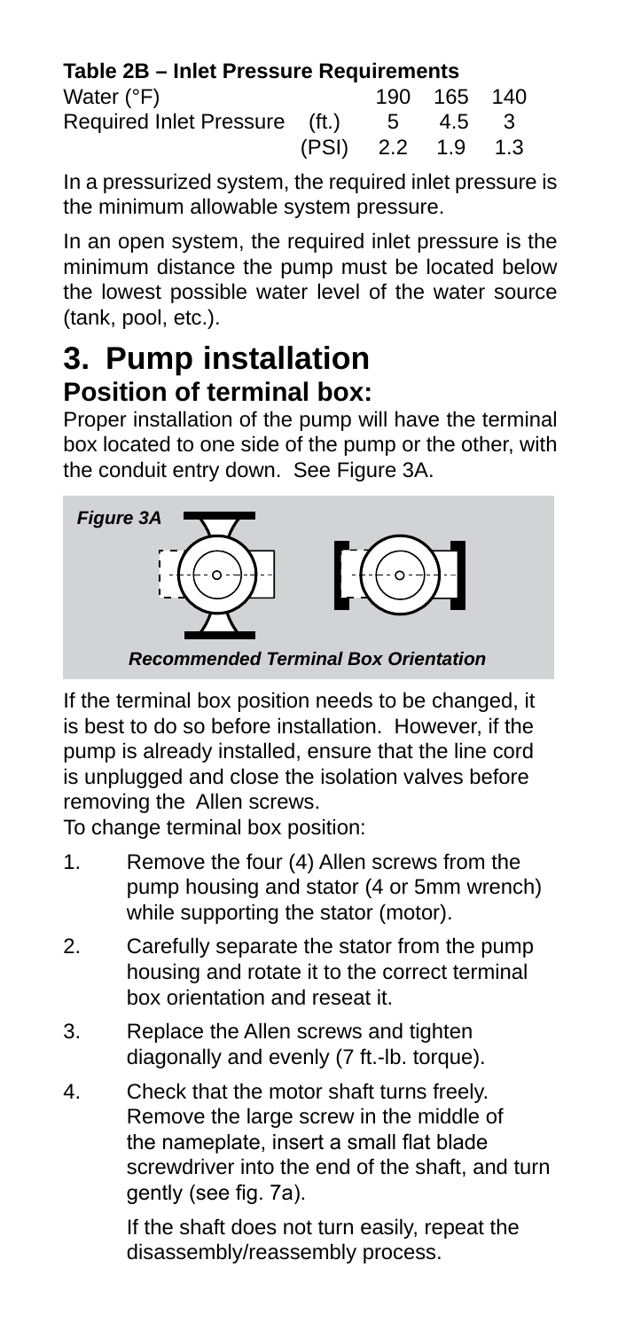**Table 2B – Inlet Pressure Requirements**

| Water (°F) | | 190 | 165 | 140 |
|---|---|---|---|---|
| Required Inlet Pressure | (ft.) | 5 | 4.5 | 3 |
| | (PSI) | 2.2 | 1.9 | 1.3 |

In a pressurized system, the required inlet pressure is the minimum allowable system pressure.

In an open system, the required inlet pressure is the minimum distance the pump must be located below the lowest possible water level of the water source (tank, pool, etc.).

# 3. Pump installation

## Position of terminal box:

Proper installation of the pump will have the terminal box located to one side of the pump or the other, with the conduit entry down. See Figure 3A.

*Figure 3A*

***Recommended Terminal Box Orientation***

If the terminal box position needs to be changed, it is best to do so before installation. However, if the pump is already installed, ensure that the line cord is unplugged and close the isolation valves before removing the Allen screws.

To change terminal box position:

1. Remove the four (4) Allen screws from the pump housing and stator (4 or 5mm wrench) while supporting the stator (motor).
2. Carefully separate the stator from the pump housing and rotate it to the correct terminal box orientation and reseat it.
3. Replace the Allen screws and tighten diagonally and evenly (7 ft.-lb. torque).
4. Check that the motor shaft turns freely. Remove the large screw in the middle of the nameplate, insert a small flat blade screwdriver into the end of the shaft, and turn gently (see fig. 7a).

   If the shaft does not turn easily, repeat the disassembly/reassembly process.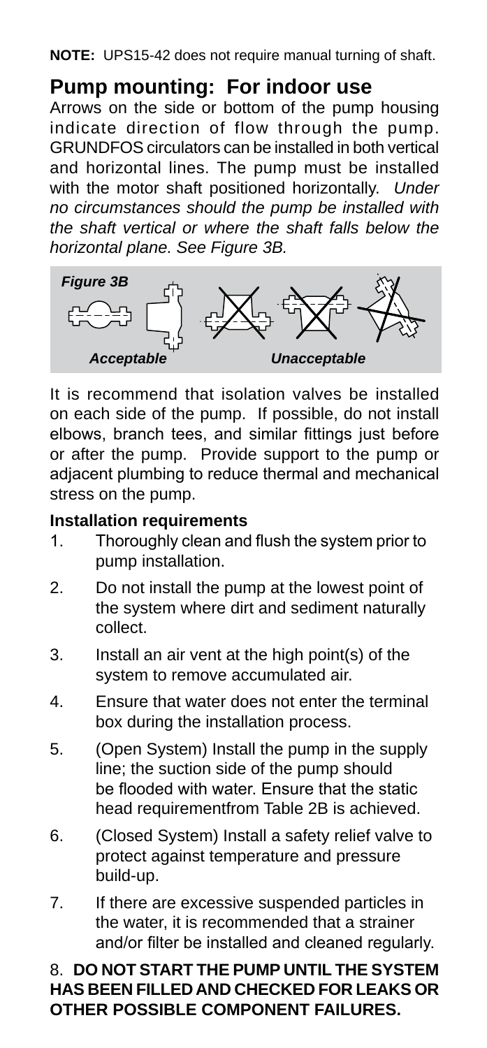**NOTE:** UPS15-42 does not require manual turning of shaft.

## Pump mounting: For indoor use

Arrows on the side or bottom of the pump housing indicate direction of flow through the pump. GRUNDFOS circulators can be installed in both vertical and horizontal lines. The pump must be installed with the motor shaft positioned horizontally. *Under no circumstances should the pump be installed with the shaft vertical or where the shaft falls below the horizontal plane. See Figure 3B.*

***Figure 3B***

***Acceptable*** ***Unacceptable***

It is recommend that isolation valves be installed on each side of the pump. If possible, do not install elbows, branch tees, and similar fittings just before or after the pump. Provide support to the pump or adjacent plumbing to reduce thermal and mechanical stress on the pump.

### Installation requirements

1. Thoroughly clean and flush the system prior to pump installation.
2. Do not install the pump at the lowest point of the system where dirt and sediment naturally collect.
3. Install an air vent at the high point(s) of the system to remove accumulated air.
4. Ensure that water does not enter the terminal box during the installation process.
5. (Open System) Install the pump in the supply line; the suction side of the pump should be flooded with water. Ensure that the static head requirementfrom Table 2B is achieved.
6. (Closed System) Install a safety relief valve to protect against temperature and pressure build-up.
7. If there are excessive suspended particles in the water, it is recommended that a strainer and/or filter be installed and cleaned regularly.
8. **DO NOT START THE PUMP UNTIL THE SYSTEM HAS BEEN FILLED AND CHECKED FOR LEAKS OR OTHER POSSIBLE COMPONENT FAILURES.**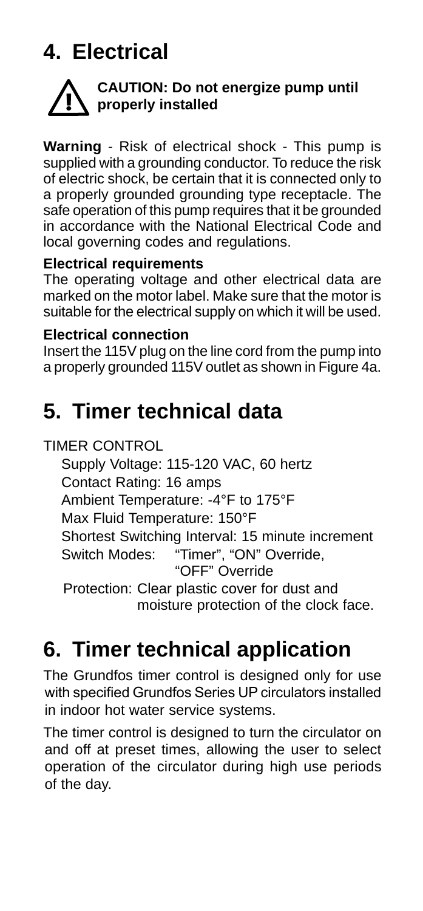# 4. Electrical

**CAUTION: Do not energize pump until properly installed**

**Warning** - Risk of electrical shock - This pump is supplied with a grounding conductor. To reduce the risk of electric shock, be certain that it is connected only to a properly grounded grounding type receptacle. The safe operation of this pump requires that it be grounded in accordance with the National Electrical Code and local governing codes and regulations.

**Electrical requirements**

The operating voltage and other electrical data are marked on the motor label. Make sure that the motor is suitable for the electrical supply on which it will be used.

**Electrical connection**

Insert the 115V plug on the line cord from the pump into a properly grounded 115V outlet as shown in Figure 4a.

# 5. Timer technical data

TIMER CONTROL

Supply Voltage: 115-120 VAC, 60 hertz
Contact Rating: 16 amps
Ambient Temperature: -4°F to 175°F
Max Fluid Temperature: 150°F
Shortest Switching Interval: 15 minute increment
Switch Modes: "Timer", "ON" Override, "OFF" Override
Protection: Clear plastic cover for dust and moisture protection of the clock face.

# 6. Timer technical application

The Grundfos timer control is designed only for use with specified Grundfos Series UP circulators installed in indoor hot water service systems.

The timer control is designed to turn the circulator on and off at preset times, allowing the user to select operation of the circulator during high use periods of the day.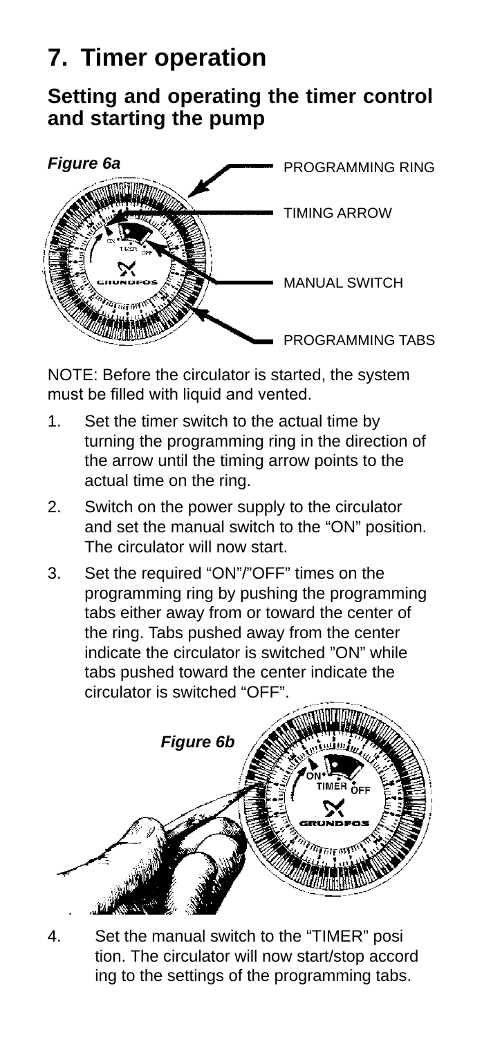# 7. Timer operation

## Setting and operating the timer control and starting the pump

***Figure 6a***

PROGRAMMING RING

TIMING ARROW

MANUAL SWITCH

PROGRAMMING TABS

NOTE: Before the circulator is started, the system must be filled with liquid and vented.

1. Set the timer switch to the actual time by turning the programming ring in the direction of the arrow until the timing arrow points to the actual time on the ring.
2. Switch on the power supply to the circulator and set the manual switch to the "ON" position. The circulator will now start.
3. Set the required "ON"/"OFF" times on the programming ring by pushing the programming tabs either away from or toward the center of the ring. Tabs pushed away from the center indicate the circulator is switched "ON" while tabs pushed toward the center indicate the circulator is switched "OFF".

***Figure 6b***

4. Set the manual switch to the "TIMER" posi tion. The circulator will now start/stop accord ing to the settings of the programming tabs.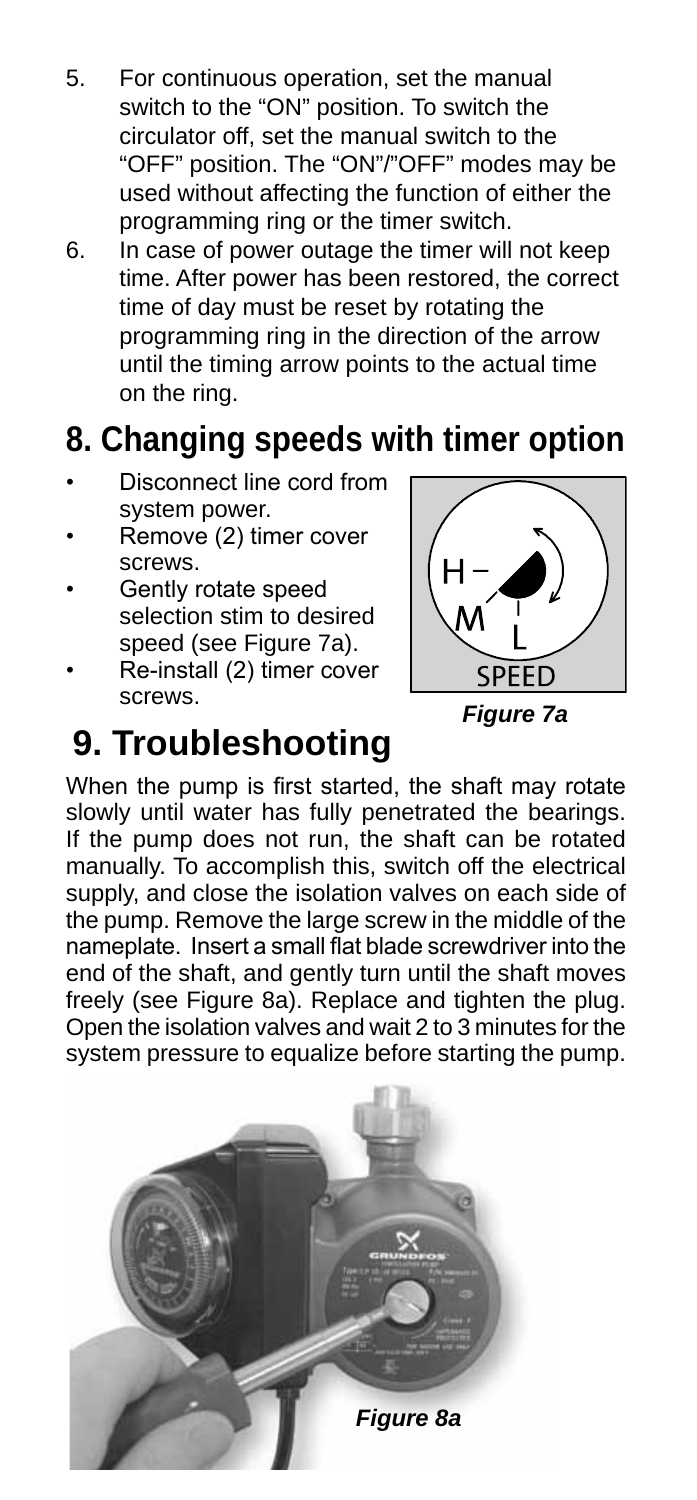5. For continuous operation, set the manual switch to the "ON" position. To switch the circulator off, set the manual switch to the "OFF" position. The "ON"/"OFF" modes may be used without affecting the function of either the programming ring or the timer switch.
6. In case of power outage the timer will not keep time. After power has been restored, the correct time of day must be reset by rotating the programming ring in the direction of the arrow until the timing arrow points to the actual time on the ring.

## 8. Changing speeds with timer option

- Disconnect line cord from system power.
- Remove (2) timer cover screws.
- Gently rotate speed selection stim to desired speed (see Figure 7a).
- Re-install (2) timer cover screws.

*Figure 7a*

## 9. Troubleshooting

When the pump is first started, the shaft may rotate slowly until water has fully penetrated the bearings. If the pump does not run, the shaft can be rotated manually. To accomplish this, switch off the electrical supply, and close the isolation valves on each side of the pump. Remove the large screw in the middle of the nameplate. Insert a small flat blade screwdriver into the end of the shaft, and gently turn until the shaft moves freely (see Figure 8a). Replace and tighten the plug. Open the isolation valves and wait 2 to 3 minutes for the system pressure to equalize before starting the pump.

*Figure 8a*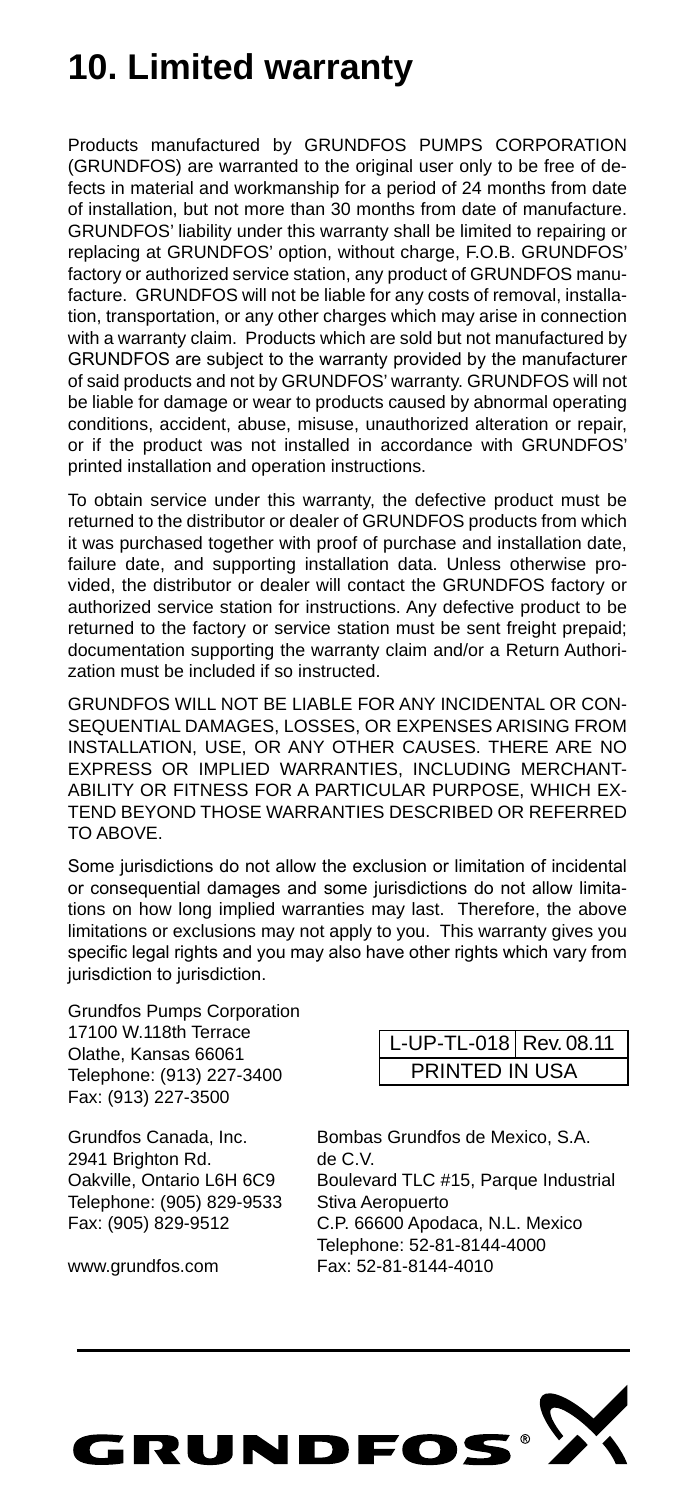# 10. Limited warranty

Products manufactured by GRUNDFOS PUMPS CORPORATION (GRUNDFOS) are warranted to the original user only to be free of defects in material and workmanship for a period of 24 months from date of installation, but not more than 30 months from date of manufacture. GRUNDFOS' liability under this warranty shall be limited to repairing or replacing at GRUNDFOS' option, without charge, F.O.B. GRUNDFOS' factory or authorized service station, any product of GRUNDFOS manufacture. GRUNDFOS will not be liable for any costs of removal, installation, transportation, or any other charges which may arise in connection with a warranty claim. Products which are sold but not manufactured by GRUNDFOS are subject to the warranty provided by the manufacturer of said products and not by GRUNDFOS' warranty. GRUNDFOS will not be liable for damage or wear to products caused by abnormal operating conditions, accident, abuse, misuse, unauthorized alteration or repair, or if the product was not installed in accordance with GRUNDFOS' printed installation and operation instructions.

To obtain service under this warranty, the defective product must be returned to the distributor or dealer of GRUNDFOS products from which it was purchased together with proof of purchase and installation date, failure date, and supporting installation data. Unless otherwise provided, the distributor or dealer will contact the GRUNDFOS factory or authorized service station for instructions. Any defective product to be returned to the factory or service station must be sent freight prepaid; documentation supporting the warranty claim and/or a Return Authorization must be included if so instructed.

GRUNDFOS WILL NOT BE LIABLE FOR ANY INCIDENTAL OR CONSEQUENTIAL DAMAGES, LOSSES, OR EXPENSES ARISING FROM INSTALLATION, USE, OR ANY OTHER CAUSES. THERE ARE NO EXPRESS OR IMPLIED WARRANTIES, INCLUDING MERCHANTABILITY OR FITNESS FOR A PARTICULAR PURPOSE, WHICH EXTEND BEYOND THOSE WARRANTIES DESCRIBED OR REFERRED TO ABOVE.

Some jurisdictions do not allow the exclusion or limitation of incidental or consequential damages and some jurisdictions do not allow limitations on how long implied warranties may last. Therefore, the above limitations or exclusions may not apply to you. This warranty gives you specific legal rights and you may also have other rights which vary from jurisdiction to jurisdiction.

Grundfos Pumps Corporation
17100 W.118th Terrace
Olathe, Kansas 66061
Telephone: (913) 227-3400
Fax: (913) 227-3500

| L-UP-TL-018 | Rev. 08.11 |
| --- | --- |
| PRINTED IN USA | |

Grundfos Canada, Inc.
2941 Brighton Rd.
Oakville, Ontario L6H 6C9
Telephone: (905) 829-9533
Fax: (905) 829-9512

Bombas Grundfos de Mexico, S.A. de C.V.
Boulevard TLC #15, Parque Industrial Stiva Aeropuerto
C.P. 66600 Apodaca, N.L. Mexico
Telephone: 52-81-8144-4000
Fax: 52-81-8144-4010

www.grundfos.com

GRUNDFOS®